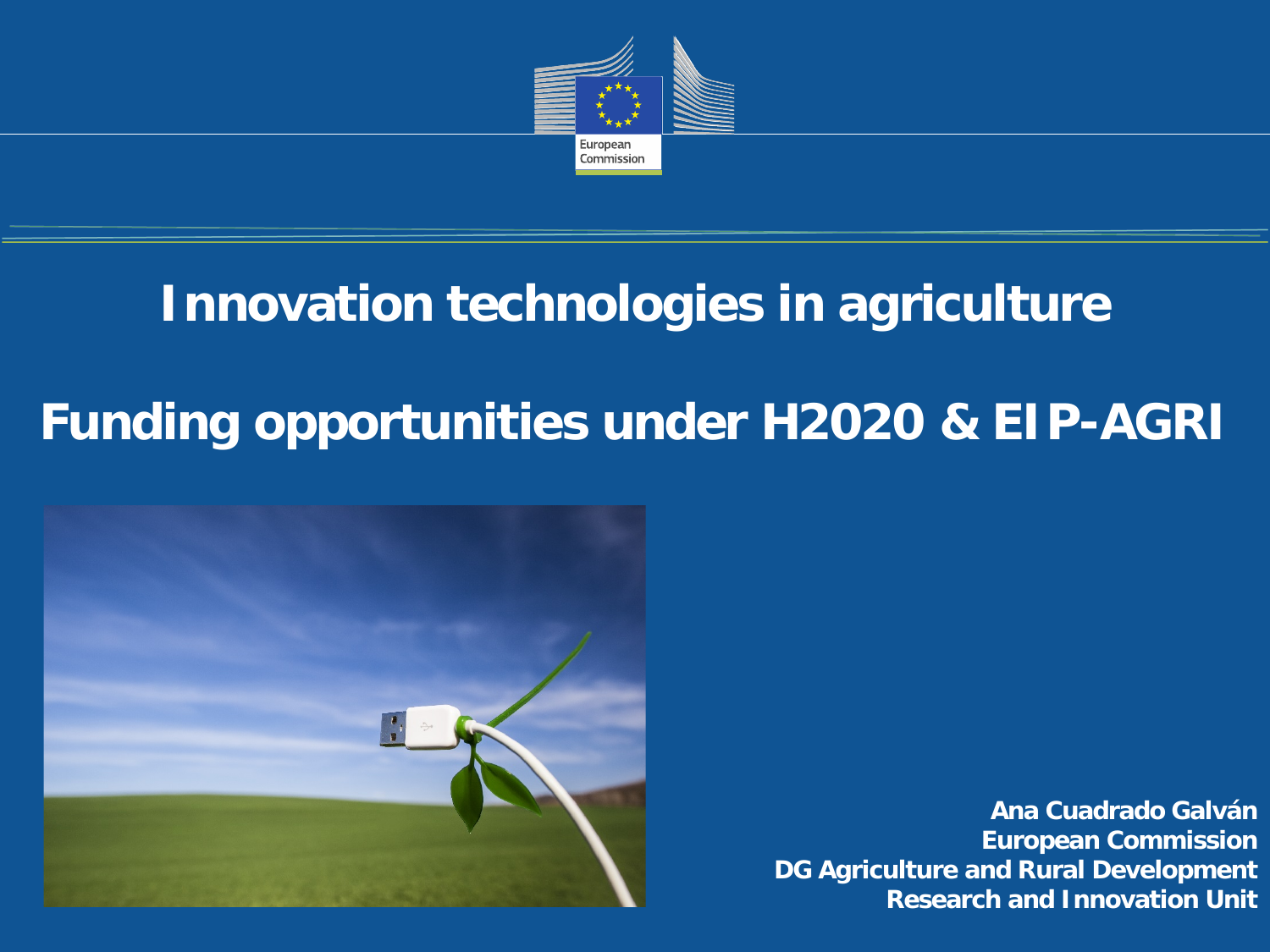European Commission

# Innovation technologies in agriculture

# Funding opportunities under H2020 & EIP-AGRI

**Ana Cuadrado Galván**
**European Commission**
**DG Agriculture and Rural Development**
**Research and Innovation Unit**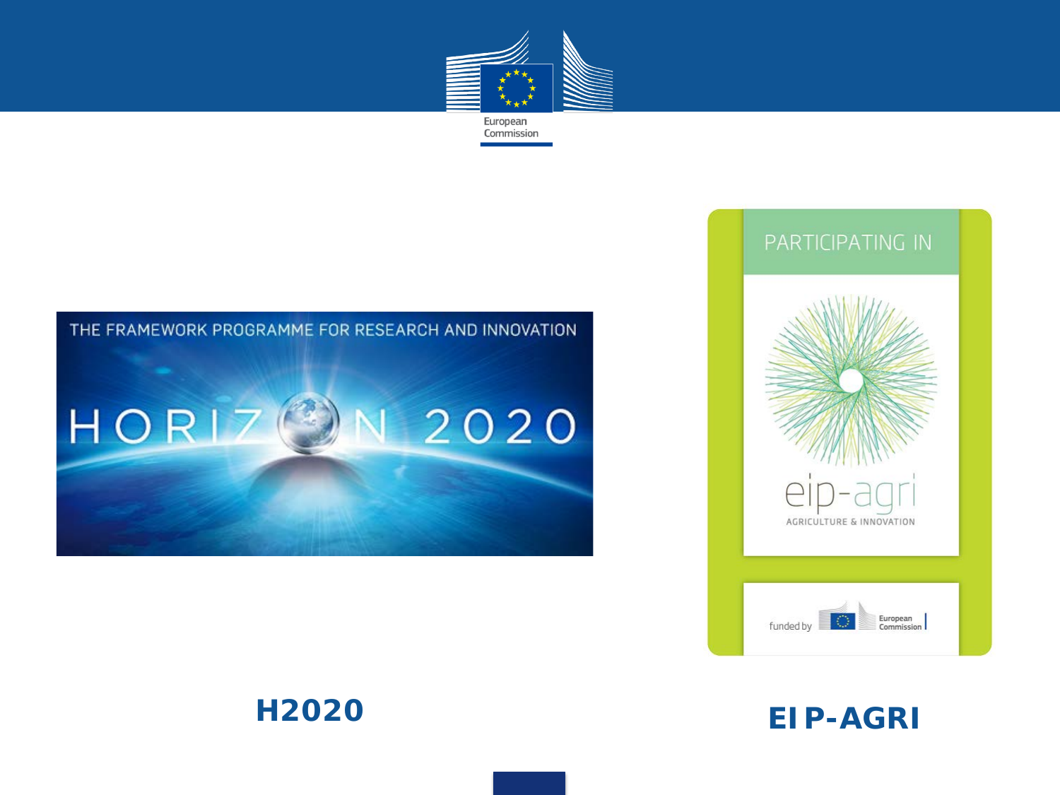H2020

EIP-AGRI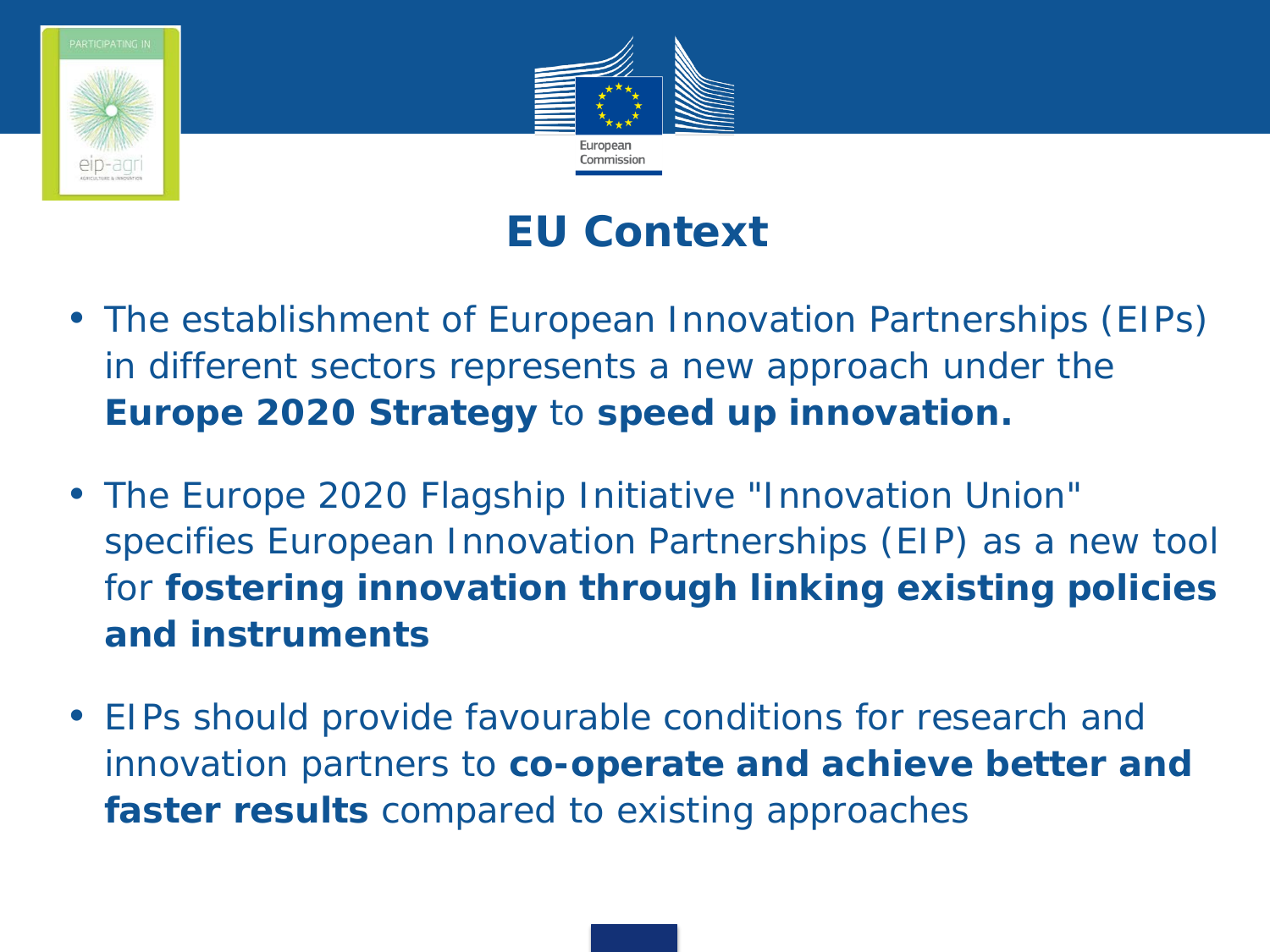# EU Context

- The establishment of European Innovation Partnerships (EIPs) in different sectors represents a new approach under the **Europe 2020 Strategy** to **speed up innovation.**

- The Europe 2020 Flagship Initiative "Innovation Union" specifies European Innovation Partnerships (EIP) as a new tool for **fostering innovation through linking existing policies and instruments**

- EIPs should provide favourable conditions for research and innovation partners to **co-operate and achieve better and faster results** compared to existing approaches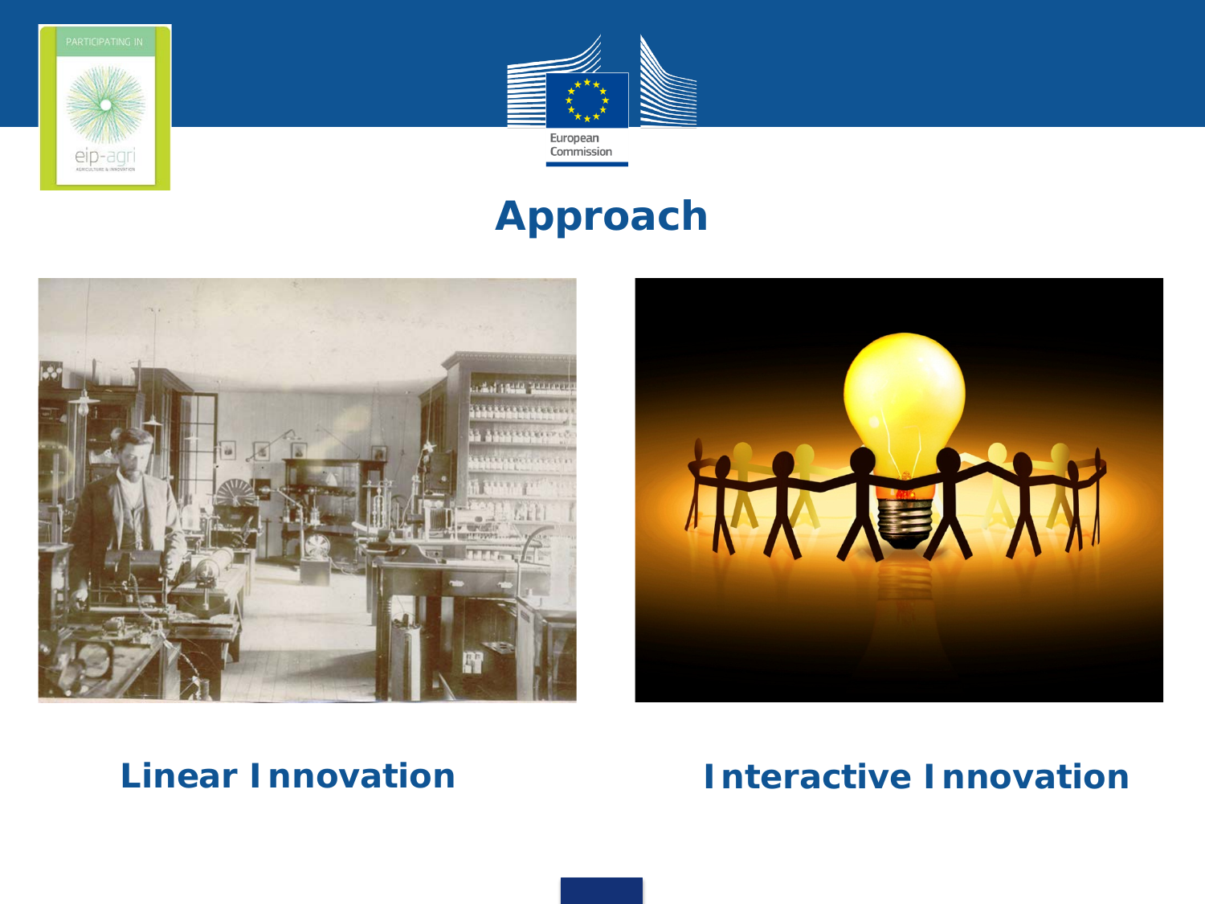# Approach

**Linear Innovation**

**Interactive Innovation**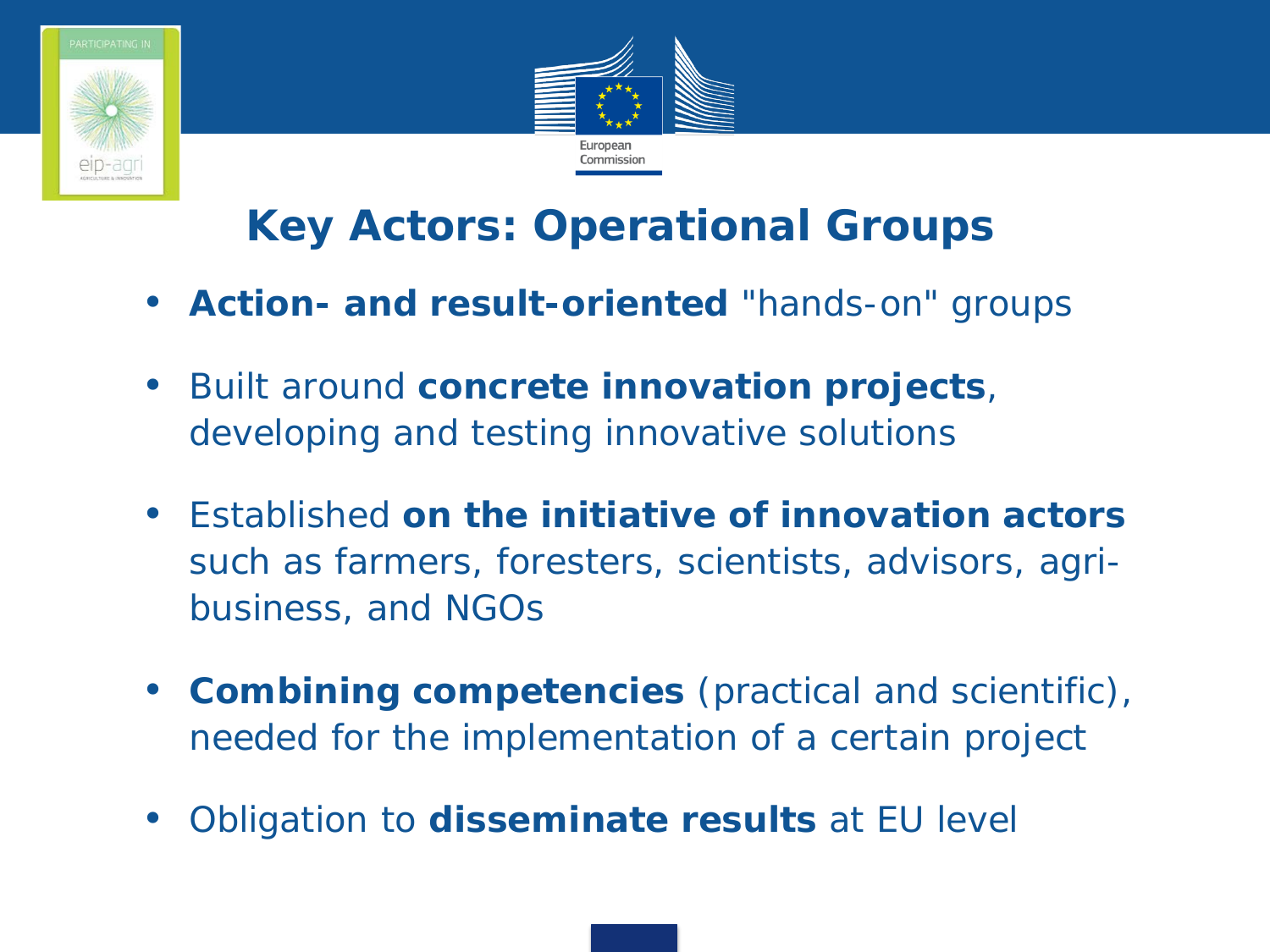# Key Actors: Operational Groups

- **Action- and result-oriented** "hands-on" groups
- Built around **concrete innovation projects**, developing and testing innovative solutions
- Established **on the initiative of innovation actors** such as farmers, foresters, scientists, advisors, agri-business, and NGOs
- **Combining competencies** (practical and scientific), needed for the implementation of a certain project
- Obligation to **disseminate results** at EU level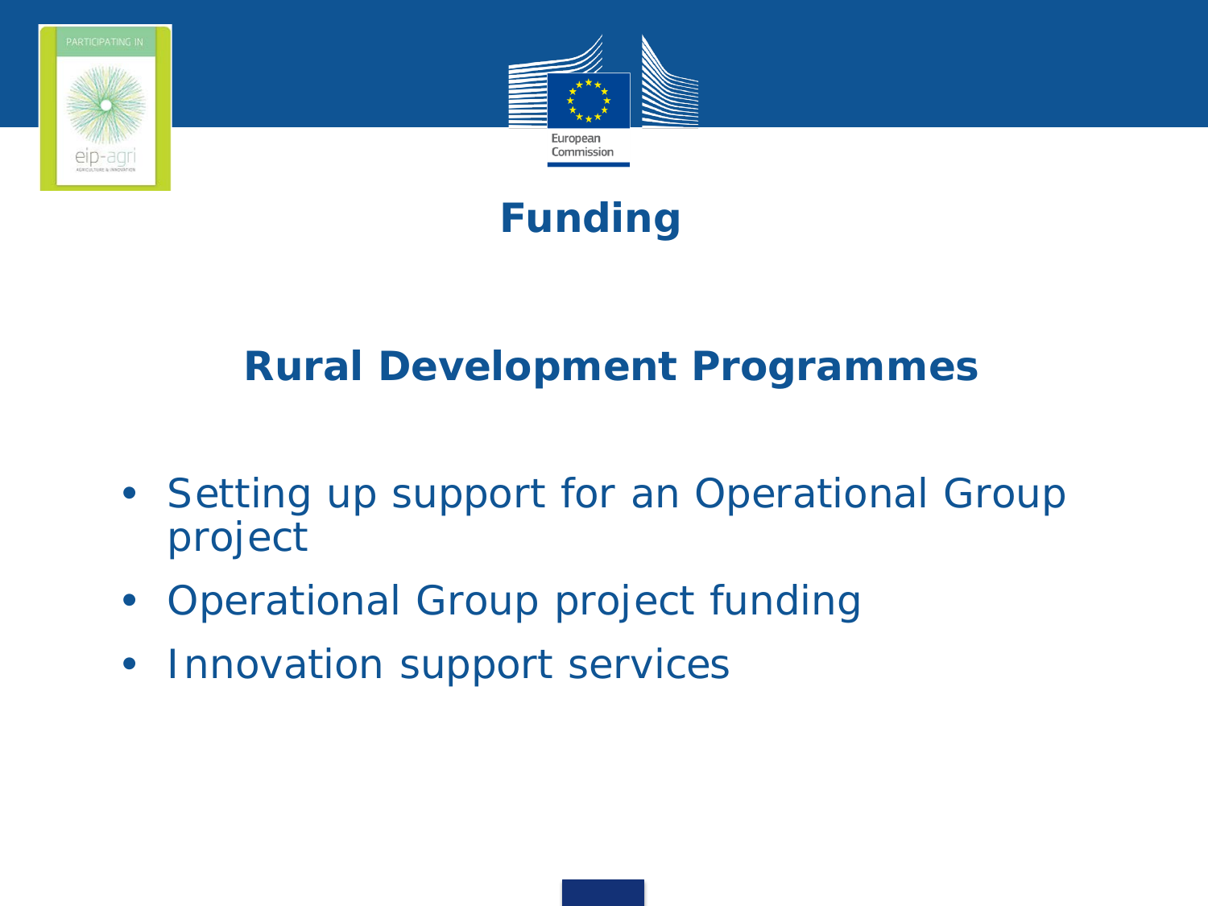# Funding

## Rural Development Programmes

- Setting up support for an Operational Group project
- Operational Group project funding
- Innovation support services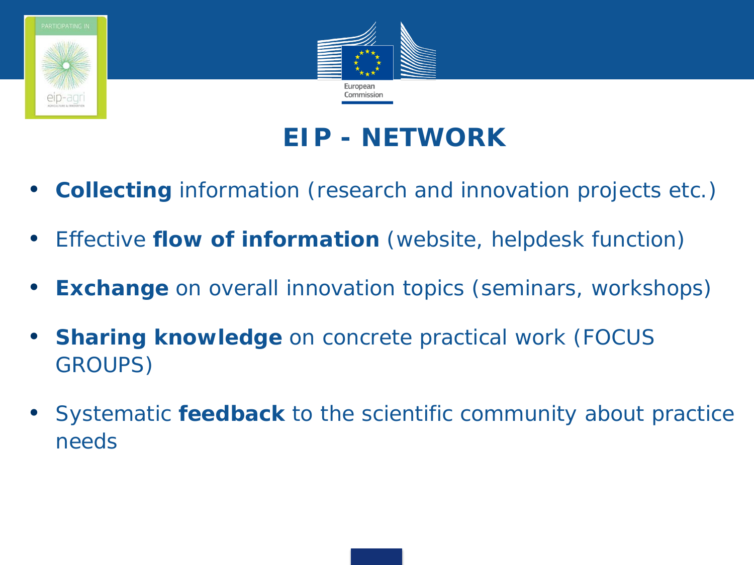# EIP - NETWORK

- **Collecting** information (research and innovation projects etc.)
- Effective **flow of information** (website, helpdesk function)
- **Exchange** on overall innovation topics (seminars, workshops)
- **Sharing knowledge** on concrete practical work (FOCUS GROUPS)
- Systematic **feedback** to the scientific community about practice needs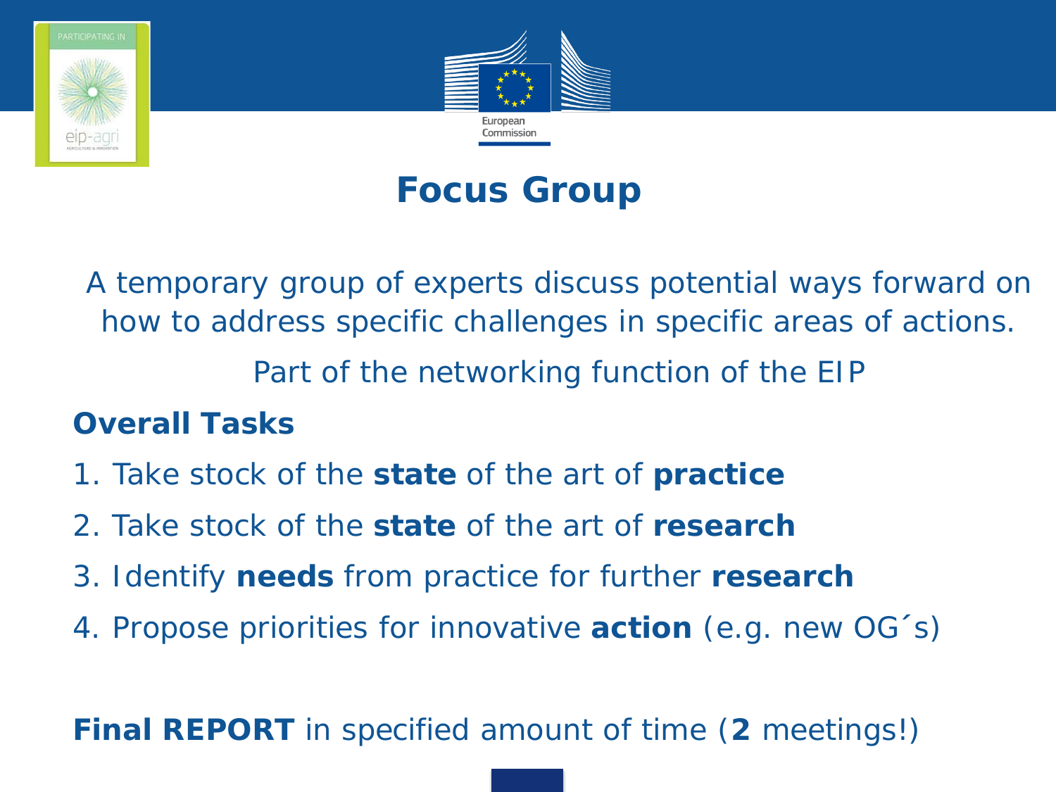# Focus Group

A temporary group of experts discuss potential ways forward on how to address specific challenges in specific areas of actions.

Part of the networking function of the EIP

**Overall Tasks**

1. Take stock of the **state** of the art of **practice**
2. Take stock of the **state** of the art of **research**
3. Identify **needs** from practice for further **research**
4. Propose priorities for innovative **action** (e.g. new OG´s)

**Final REPORT** in specified amount of time (**2** meetings!)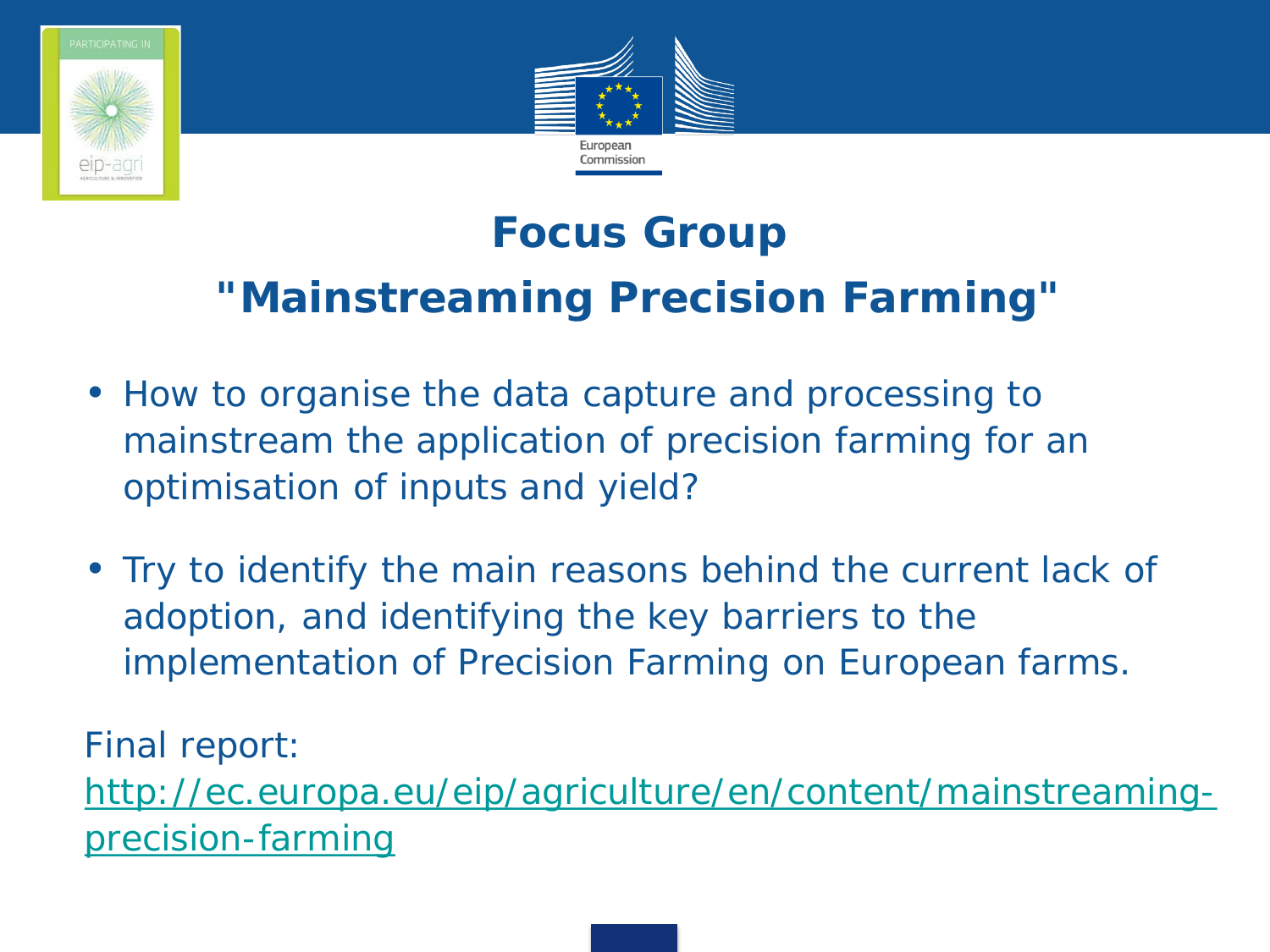# Focus Group

# "Mainstreaming Precision Farming"

- How to organise the data capture and processing to mainstream the application of precision farming for an optimisation of inputs and yield?
- Try to identify the main reasons behind the current lack of adoption, and identifying the key barriers to the implementation of Precision Farming on European farms.

Final report: http://ec.europa.eu/eip/agriculture/en/content/mainstreaming-precision-farming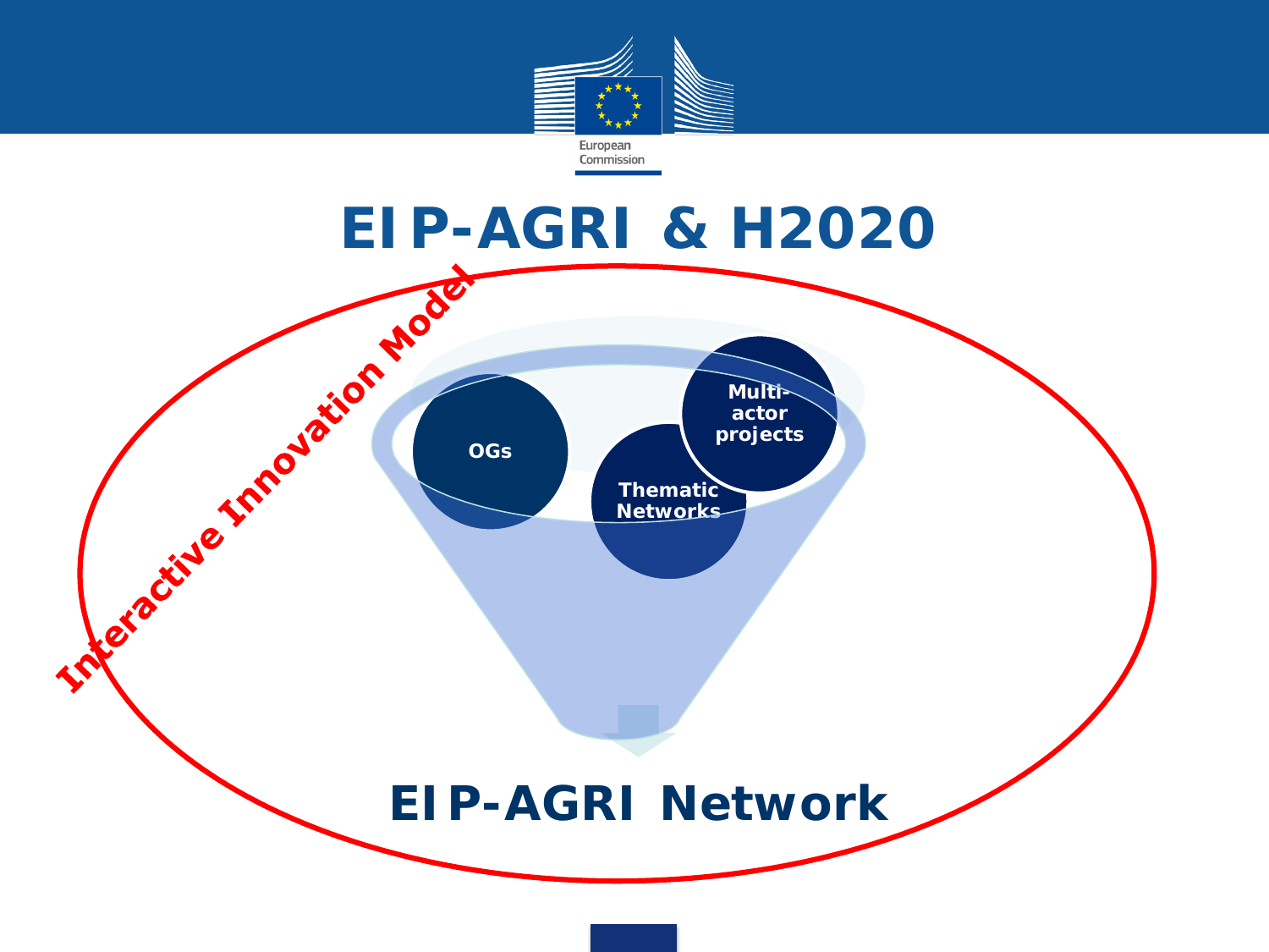# EIP-AGRI & H2020

Interactive Innovation Model

OGs

Thematic Networks

Multi-actor projects

## EIP-AGRI Network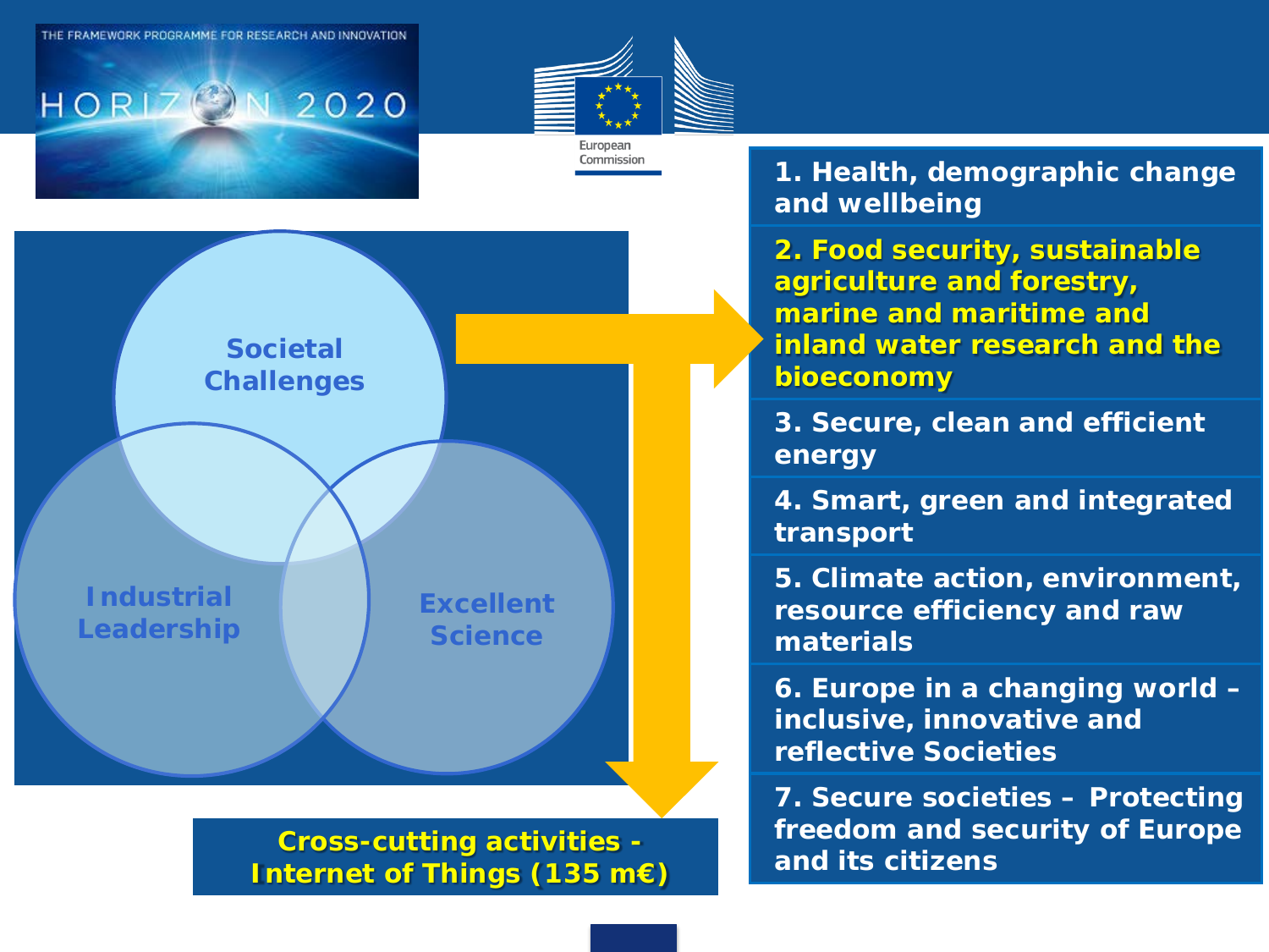THE FRAMEWORK PROGRAMME FOR RESEARCH AND INNOVATION

HORIZON 2020

European Commission

Societal Challenges

Industrial Leadership

Excellent Science

1. Health, demographic change and wellbeing
2. **Food security, sustainable agriculture and forestry, marine and maritime and inland water research and the bioeconomy**
3. Secure, clean and efficient energy
4. Smart, green and integrated transport
5. Climate action, environment, resource efficiency and raw materials
6. Europe in a changing world – inclusive, innovative and reflective Societies
7. Secure societies – Protecting freedom and security of Europe and its citizens

**Cross-cutting activities - Internet of Things (135 m€)**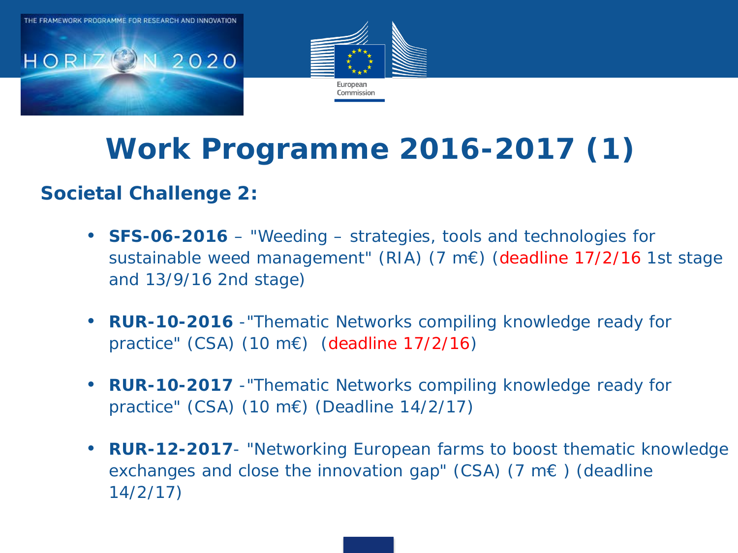# Work Programme 2016-2017 (1)

**Societal Challenge 2:**

- **SFS-06-2016** – "Weeding – strategies, tools and technologies for sustainable weed management" (RIA) (7 m€) (deadline 17/2/16 1st stage and 13/9/16 2nd stage)

- **RUR-10-2016** -"Thematic Networks compiling knowledge ready for practice" (CSA) (10 m€) (deadline 17/2/16)

- **RUR-10-2017** -"Thematic Networks compiling knowledge ready for practice" (CSA) (10 m€) (Deadline 14/2/17)

- **RUR-12-2017**- "Networking European farms to boost thematic knowledge exchanges and close the innovation gap" (CSA) (7 m€ ) (deadline 14/2/17)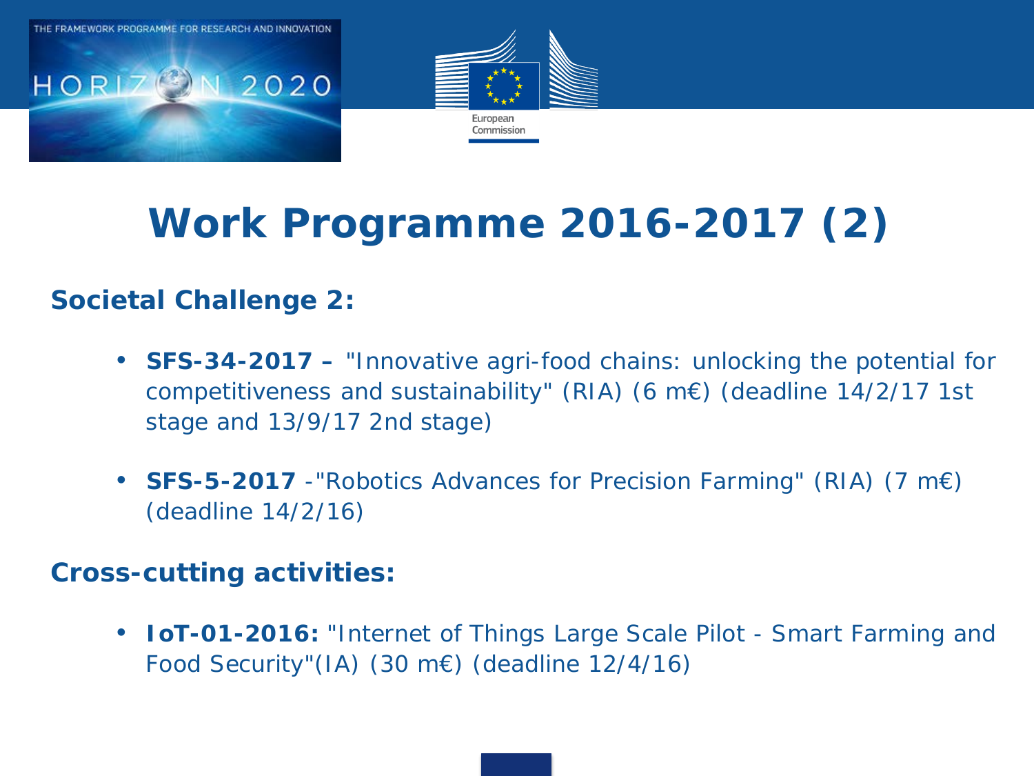# Work Programme 2016-2017 (2)

**Societal Challenge 2:**

- **SFS-34-2017 –** "Innovative agri-food chains: unlocking the potential for competitiveness and sustainability" (RIA) (6 m€) (deadline 14/2/17 1st stage and 13/9/17 2nd stage)

- **SFS-5-2017** -"Robotics Advances for Precision Farming" (RIA) (7 m€) (deadline 14/2/16)

**Cross-cutting activities:**

- **IoT-01-2016:** "Internet of Things Large Scale Pilot - Smart Farming and Food Security"(IA) (30 m€) (deadline 12/4/16)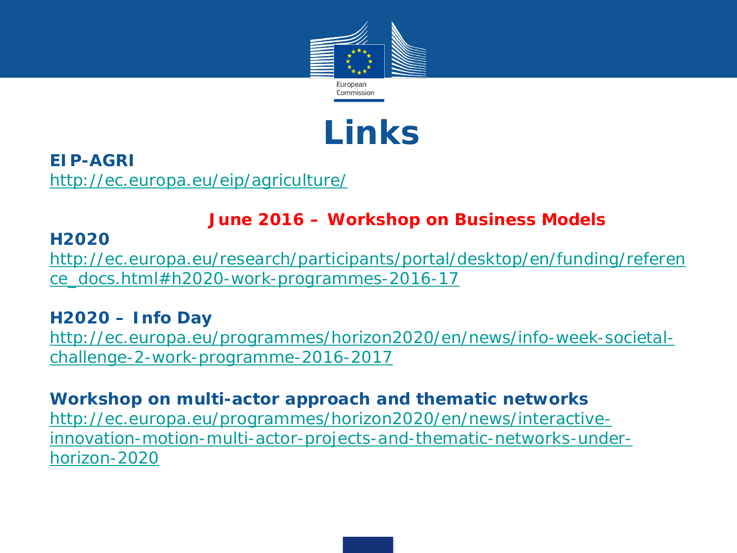# Links

**EIP-AGRI**
http://ec.europa.eu/eip/agriculture/

**June 2016 – Workshop on Business Models**

**H2020**
http://ec.europa.eu/research/participants/portal/desktop/en/funding/reference_docs.html#h2020-work-programmes-2016-17

**H2020 – Info Day**
http://ec.europa.eu/programmes/horizon2020/en/news/info-week-societal-challenge-2-work-programme-2016-2017

**Workshop on multi-actor approach and thematic networks**
http://ec.europa.eu/programmes/horizon2020/en/news/interactive-innovation-motion-multi-actor-projects-and-thematic-networks-under-horizon-2020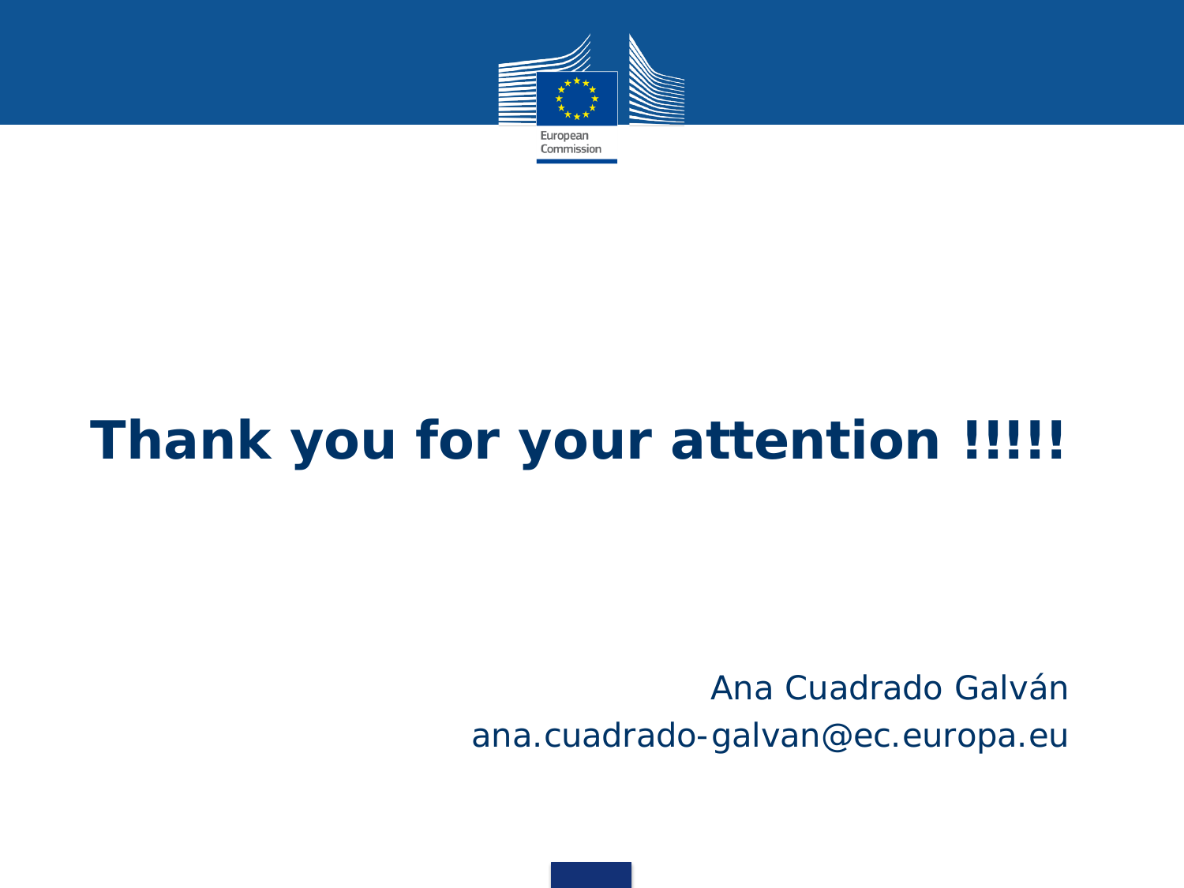# Thank you for your attention !!!!!

Ana Cuadrado Galván
ana.cuadrado-galvan@ec.europa.eu